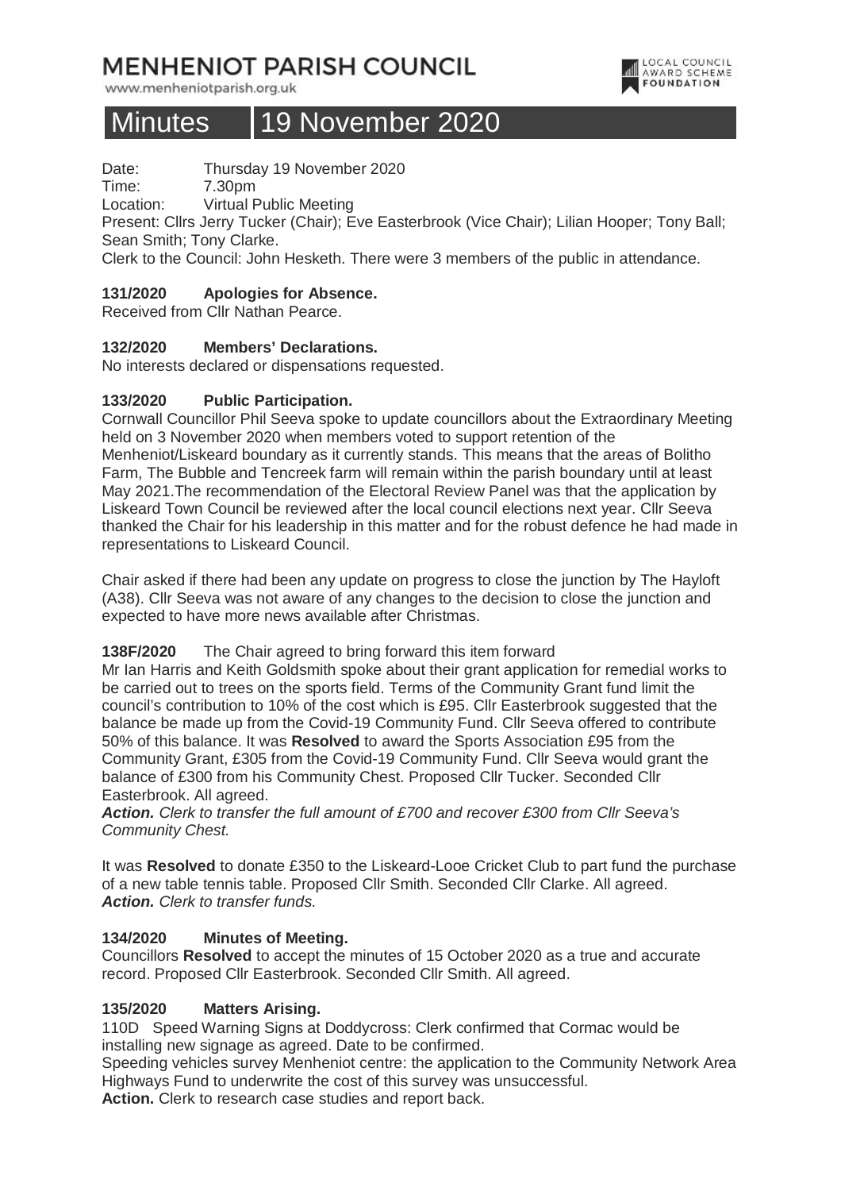# MENHENIOT PARISH COUNCIL

www.menheniotparish.org.uk

LOCAL COUNCIL AWARD SCHEME FOUNDATION

## Minutes 19 November 2020

Date: Thursday 19 November 2020
Time: 7.30pm
Location: Virtual Public Meeting
Present: Cllrs Jerry Tucker (Chair); Eve Easterbrook (Vice Chair); Lilian Hooper; Tony Ball; Sean Smith; Tony Clarke.
Clerk to the Council: John Hesketh. There were 3 members of the public in attendance.

**131/2020 Apologies for Absence.**
Received from Cllr Nathan Pearce.

**132/2020 Members' Declarations.**
No interests declared or dispensations requested.

**133/2020 Public Participation.**
Cornwall Councillor Phil Seeva spoke to update councillors about the Extraordinary Meeting held on 3 November 2020 when members voted to support retention of the Menheniot/Liskeard boundary as it currently stands. This means that the areas of Bolitho Farm, The Bubble and Tencreek farm will remain within the parish boundary until at least May 2021.The recommendation of the Electoral Review Panel was that the application by Liskeard Town Council be reviewed after the local council elections next year. Cllr Seeva thanked the Chair for his leadership in this matter and for the robust defence he had made in representations to Liskeard Council.

Chair asked if there had been any update on progress to close the junction by The Hayloft (A38). Cllr Seeva was not aware of any changes to the decision to close the junction and expected to have more news available after Christmas.

**138F/2020** The Chair agreed to bring forward this item forward
Mr Ian Harris and Keith Goldsmith spoke about their grant application for remedial works to be carried out to trees on the sports field. Terms of the Community Grant fund limit the council's contribution to 10% of the cost which is £95. Cllr Easterbrook suggested that the balance be made up from the Covid-19 Community Fund. Cllr Seeva offered to contribute 50% of this balance. It was **Resolved** to award the Sports Association £95 from the Community Grant, £305 from the Covid-19 Community Fund. Cllr Seeva would grant the balance of £300 from his Community Chest. Proposed Cllr Tucker. Seconded Cllr Easterbrook. All agreed.
***Action.*** *Clerk to transfer the full amount of £700 and recover £300 from Cllr Seeva's Community Chest.*

It was **Resolved** to donate £350 to the Liskeard-Looe Cricket Club to part fund the purchase of a new table tennis table. Proposed Cllr Smith. Seconded Cllr Clarke. All agreed.
***Action.*** *Clerk to transfer funds.*

**134/2020 Minutes of Meeting.**
Councillors **Resolved** to accept the minutes of 15 October 2020 as a true and accurate record. Proposed Cllr Easterbrook. Seconded Cllr Smith. All agreed.

**135/2020 Matters Arising.**
110D Speed Warning Signs at Doddycross: Clerk confirmed that Cormac would be installing new signage as agreed. Date to be confirmed.
Speeding vehicles survey Menheniot centre: the application to the Community Network Area Highways Fund to underwrite the cost of this survey was unsuccessful.
**Action.** Clerk to research case studies and report back.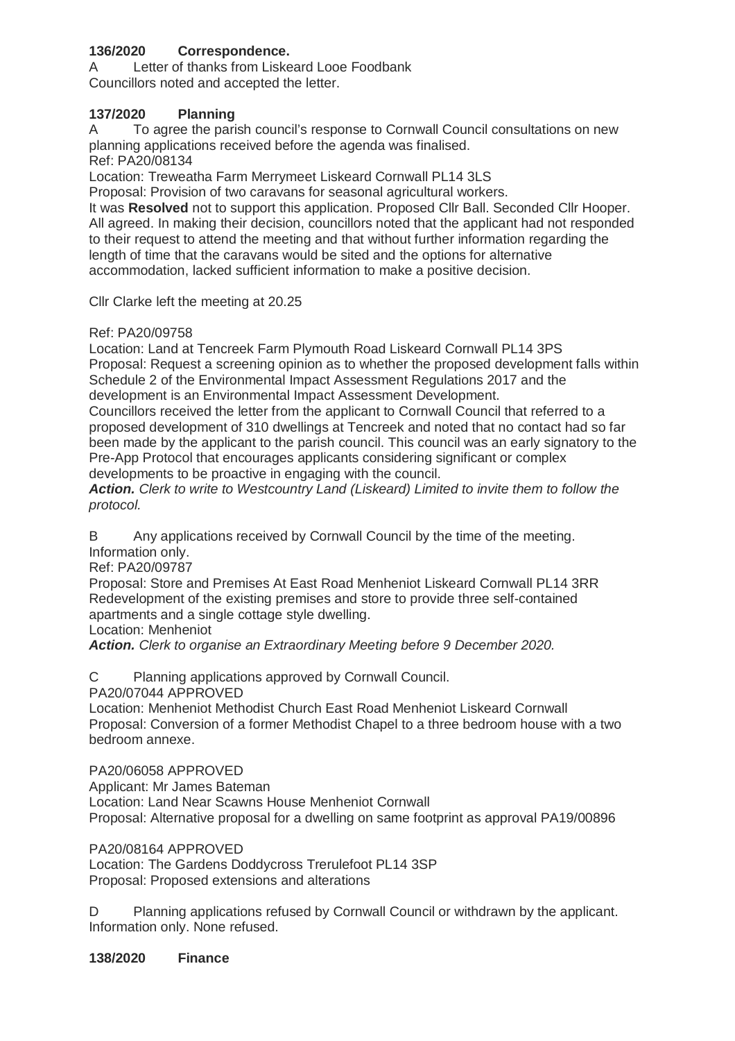**136/2020 Correspondence.**

A Letter of thanks from Liskeard Looe Foodbank

Councillors noted and accepted the letter.

**137/2020 Planning**

A To agree the parish council's response to Cornwall Council consultations on new planning applications received before the agenda was finalised.

Ref: PA20/08134

Location: Treweatha Farm Merrymeet Liskeard Cornwall PL14 3LS

Proposal: Provision of two caravans for seasonal agricultural workers.

It was **Resolved** not to support this application. Proposed Cllr Ball. Seconded Cllr Hooper. All agreed. In making their decision, councillors noted that the applicant had not responded to their request to attend the meeting and that without further information regarding the length of time that the caravans would be sited and the options for alternative accommodation, lacked sufficient information to make a positive decision.

Cllr Clarke left the meeting at 20.25

Ref: PA20/09758

Location: Land at Tencreek Farm Plymouth Road Liskeard Cornwall PL14 3PS

Proposal: Request a screening opinion as to whether the proposed development falls within Schedule 2 of the Environmental Impact Assessment Regulations 2017 and the development is an Environmental Impact Assessment Development.

Councillors received the letter from the applicant to Cornwall Council that referred to a proposed development of 310 dwellings at Tencreek and noted that no contact had so far been made by the applicant to the parish council. This council was an early signatory to the Pre-App Protocol that encourages applicants considering significant or complex developments to be proactive in engaging with the council.

***Action.*** *Clerk to write to Westcountry Land (Liskeard) Limited to invite them to follow the protocol.*

B Any applications received by Cornwall Council by the time of the meeting. Information only.

Ref: PA20/09787

Proposal: Store and Premises At East Road Menheniot Liskeard Cornwall PL14 3RR Redevelopment of the existing premises and store to provide three self-contained apartments and a single cottage style dwelling.

Location: Menheniot

***Action.*** *Clerk to organise an Extraordinary Meeting before 9 December 2020.*

C Planning applications approved by Cornwall Council.

PA20/07044 APPROVED

Location: Menheniot Methodist Church East Road Menheniot Liskeard Cornwall

Proposal: Conversion of a former Methodist Chapel to a three bedroom house with a two bedroom annexe.

PA20/06058 APPROVED

Applicant: Mr James Bateman

Location: Land Near Scawns House Menheniot Cornwall

Proposal: Alternative proposal for a dwelling on same footprint as approval PA19/00896

PA20/08164 APPROVED

Location: The Gardens Doddycross Trerulefoot PL14 3SP

Proposal: Proposed extensions and alterations

D Planning applications refused by Cornwall Council or withdrawn by the applicant. Information only. None refused.

**138/2020 Finance**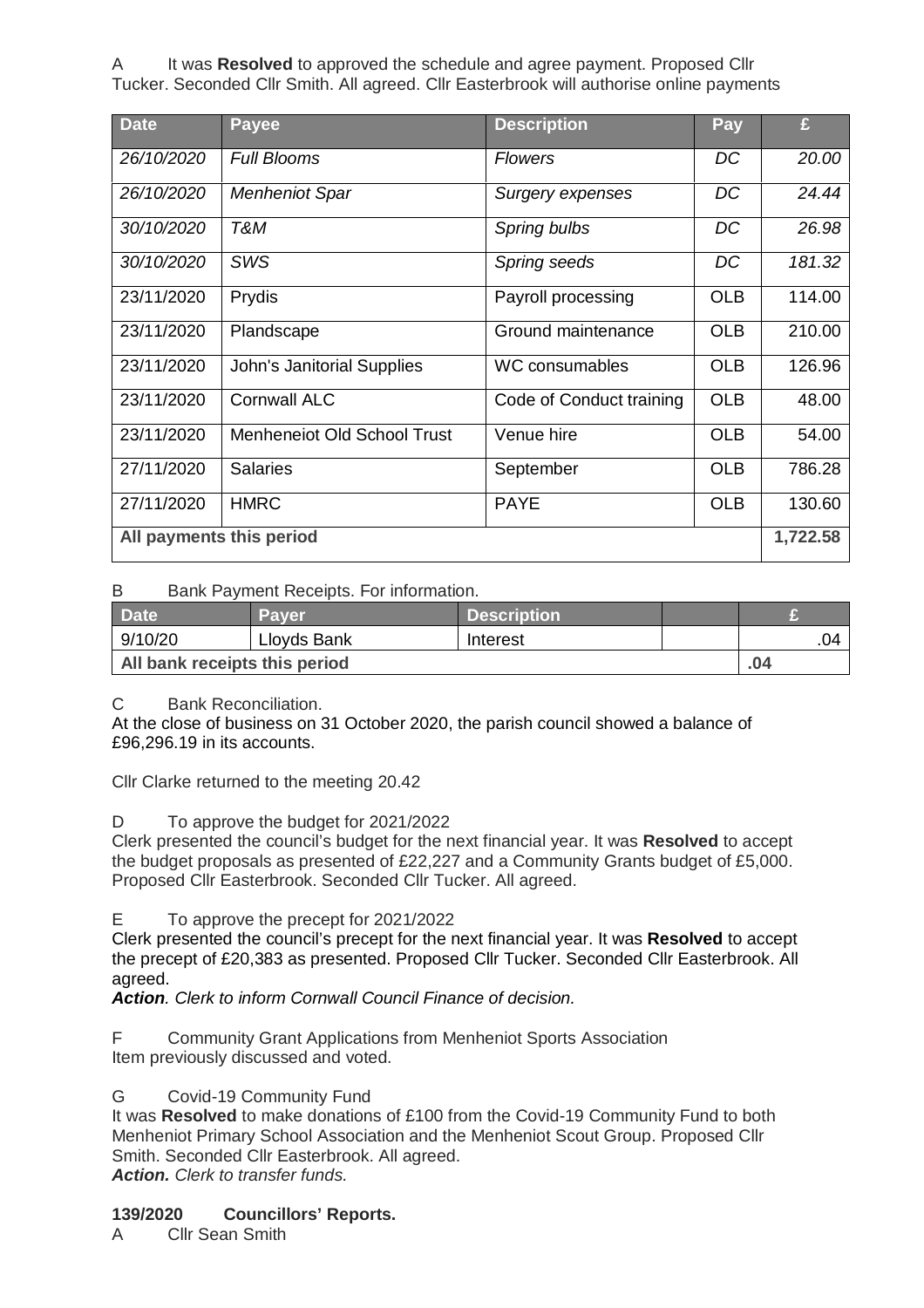A It was **Resolved** to approved the schedule and agree payment. Proposed Cllr Tucker. Seconded Cllr Smith. All agreed. Cllr Easterbrook will authorise online payments

| Date | Payee | Description | Pay | £ |
|---|---|---|---|---|
| *26/10/2020* | *Full Blooms* | *Flowers* | *DC* | *20.00* |
| *26/10/2020* | *Menheniot Spar* | *Surgery expenses* | *DC* | *24.44* |
| *30/10/2020* | *T&M* | *Spring bulbs* | *DC* | *26.98* |
| *30/10/2020* | *SWS* | *Spring seeds* | *DC* | *181.32* |
| 23/11/2020 | Prydis | Payroll processing | OLB | 114.00 |
| 23/11/2020 | Plandscape | Ground maintenance | OLB | 210.00 |
| 23/11/2020 | John's Janitorial Supplies | WC consumables | OLB | 126.96 |
| 23/11/2020 | Cornwall ALC | Code of Conduct training | OLB | 48.00 |
| 23/11/2020 | Menheneiot Old School Trust | Venue hire | OLB | 54.00 |
| 27/11/2020 | Salaries | September | OLB | 786.28 |
| 27/11/2020 | HMRC | PAYE | OLB | 130.60 |
| **All payments this period** | | | | **1,722.58** |

B Bank Payment Receipts. For information.

| Date | Payer | Description | | £ |
|---|---|---|---|---|
| 9/10/20 | Lloyds Bank | Interest | | .04 |
| **All bank receipts this period** | | | | **.04** |

C Bank Reconciliation.
At the close of business on 31 October 2020, the parish council showed a balance of £96,296.19 in its accounts.

Cllr Clarke returned to the meeting 20.42

D To approve the budget for 2021/2022
Clerk presented the council's budget for the next financial year. It was **Resolved** to accept the budget proposals as presented of £22,227 and a Community Grants budget of £5,000. Proposed Cllr Easterbrook. Seconded Cllr Tucker. All agreed.

E To approve the precept for 2021/2022
Clerk presented the council's precept for the next financial year. It was **Resolved** to accept the precept of £20,383 as presented. Proposed Cllr Tucker. Seconded Cllr Easterbrook. All agreed.
***Action**. Clerk to inform Cornwall Council Finance of decision.*

F Community Grant Applications from Menheniot Sports Association
Item previously discussed and voted.

G Covid-19 Community Fund
It was **Resolved** to make donations of £100 from the Covid-19 Community Fund to both Menheniot Primary School Association and the Menheniot Scout Group. Proposed Cllr Smith. Seconded Cllr Easterbrook. All agreed.
***Action.** Clerk to transfer funds.*

**139/2020 Councillors' Reports.**

A Cllr Sean Smith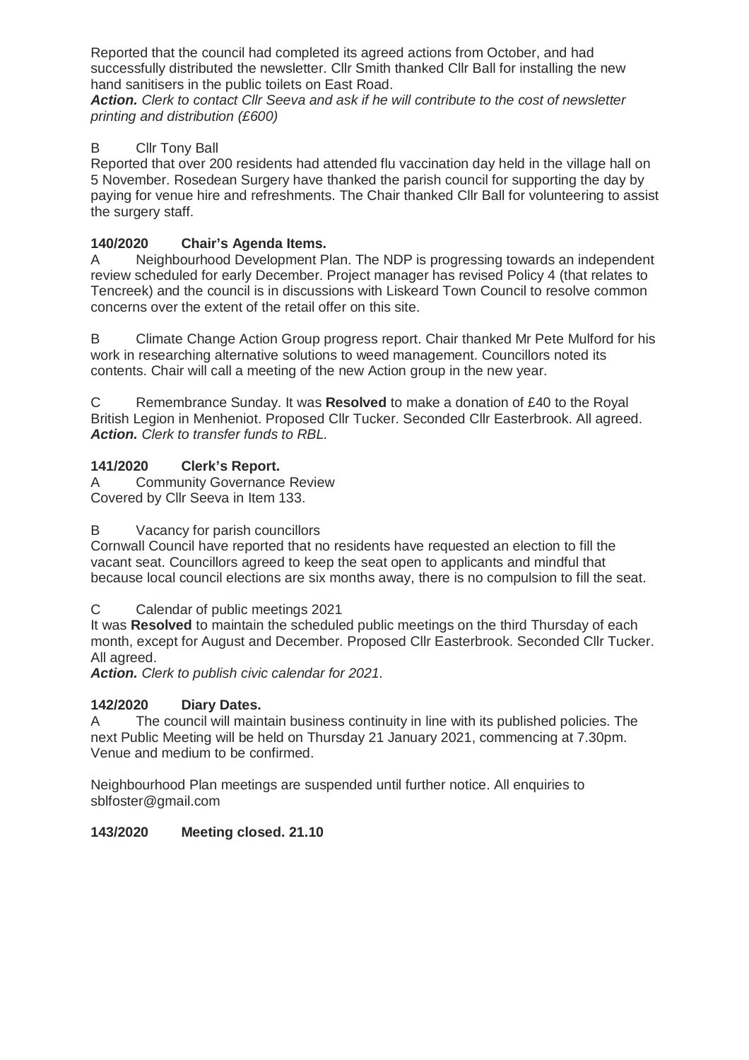Reported that the council had completed its agreed actions from October, and had successfully distributed the newsletter. Cllr Smith thanked Cllr Ball for installing the new hand sanitisers in the public toilets on East Road.

***Action.*** *Clerk to contact Cllr Seeva and ask if he will contribute to the cost of newsletter printing and distribution (£600)*

B Cllr Tony Ball

Reported that over 200 residents had attended flu vaccination day held in the village hall on 5 November. Rosedean Surgery have thanked the parish council for supporting the day by paying for venue hire and refreshments. The Chair thanked Cllr Ball for volunteering to assist the surgery staff.

**140/2020 Chair's Agenda Items.**

A Neighbourhood Development Plan. The NDP is progressing towards an independent review scheduled for early December. Project manager has revised Policy 4 (that relates to Tencreek) and the council is in discussions with Liskeard Town Council to resolve common concerns over the extent of the retail offer on this site.

B Climate Change Action Group progress report. Chair thanked Mr Pete Mulford for his work in researching alternative solutions to weed management. Councillors noted its contents. Chair will call a meeting of the new Action group in the new year.

C Remembrance Sunday. It was **Resolved** to make a donation of £40 to the Royal British Legion in Menheniot. Proposed Cllr Tucker. Seconded Cllr Easterbrook. All agreed.

***Action.*** *Clerk to transfer funds to RBL.*

**141/2020 Clerk's Report.**

A Community Governance Review

Covered by Cllr Seeva in Item 133.

B Vacancy for parish councillors

Cornwall Council have reported that no residents have requested an election to fill the vacant seat. Councillors agreed to keep the seat open to applicants and mindful that because local council elections are six months away, there is no compulsion to fill the seat.

C Calendar of public meetings 2021

It was **Resolved** to maintain the scheduled public meetings on the third Thursday of each month, except for August and December. Proposed Cllr Easterbrook. Seconded Cllr Tucker. All agreed.

***Action.*** *Clerk to publish civic calendar for 2021.*

**142/2020 Diary Dates.**

A The council will maintain business continuity in line with its published policies. The next Public Meeting will be held on Thursday 21 January 2021, commencing at 7.30pm. Venue and medium to be confirmed.

Neighbourhood Plan meetings are suspended until further notice. All enquiries to sblfoster@gmail.com

**143/2020 Meeting closed. 21.10**